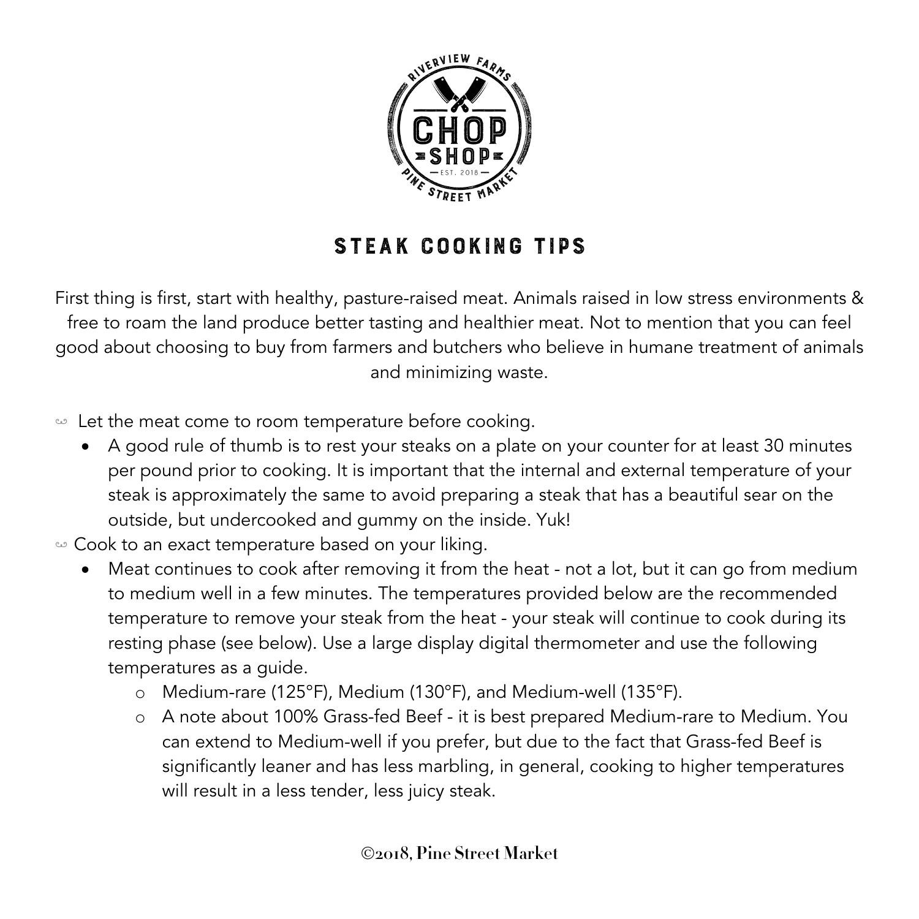# STEAK COOKING TIPS

First thing is first, start with healthy, pasture-raised meat. Animals raised in low stress environments & free to roam the land produce better tasting and healthier meat. Not to mention that you can feel good about choosing to buy from farmers and butchers who believe in humane treatment of animals and minimizing waste.

- Let the meat come to room temperature before cooking.
  - A good rule of thumb is to rest your steaks on a plate on your counter for at least 30 minutes per pound prior to cooking. It is important that the internal and external temperature of your steak is approximately the same to avoid preparing a steak that has a beautiful sear on the outside, but undercooked and gummy on the inside. Yuk!
- Cook to an exact temperature based on your liking.
  - Meat continues to cook after removing it from the heat - not a lot, but it can go from medium to medium well in a few minutes. The temperatures provided below are the recommended temperature to remove your steak from the heat - your steak will continue to cook during its resting phase (see below). Use a large display digital thermometer and use the following temperatures as a guide.
    - Medium-rare (125°F), Medium (130°F), and Medium-well (135°F).
    - A note about 100% Grass-fed Beef - it is best prepared Medium-rare to Medium. You can extend to Medium-well if you prefer, but due to the fact that Grass-fed Beef is significantly leaner and has less marbling, in general, cooking to higher temperatures will result in a less tender, less juicy steak.

©2018, Pine Street Market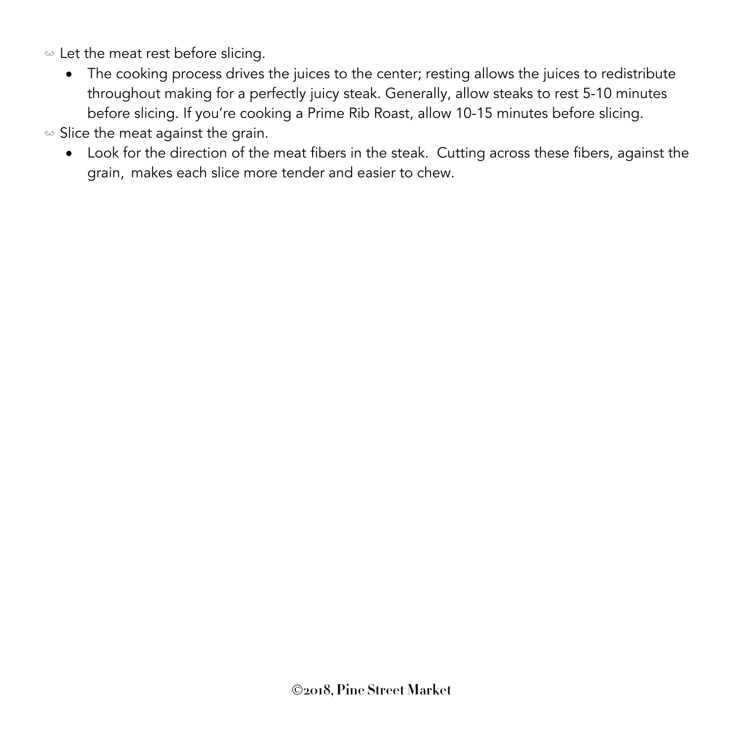- Let the meat rest before slicing.
  - The cooking process drives the juices to the center; resting allows the juices to redistribute throughout making for a perfectly juicy steak. Generally, allow steaks to rest 5-10 minutes before slicing. If you're cooking a Prime Rib Roast, allow 10-15 minutes before slicing.
- Slice the meat against the grain.
  - Look for the direction of the meat fibers in the steak. Cutting across these fibers, against the grain, makes each slice more tender and easier to chew.

©2018, Pine Street Market